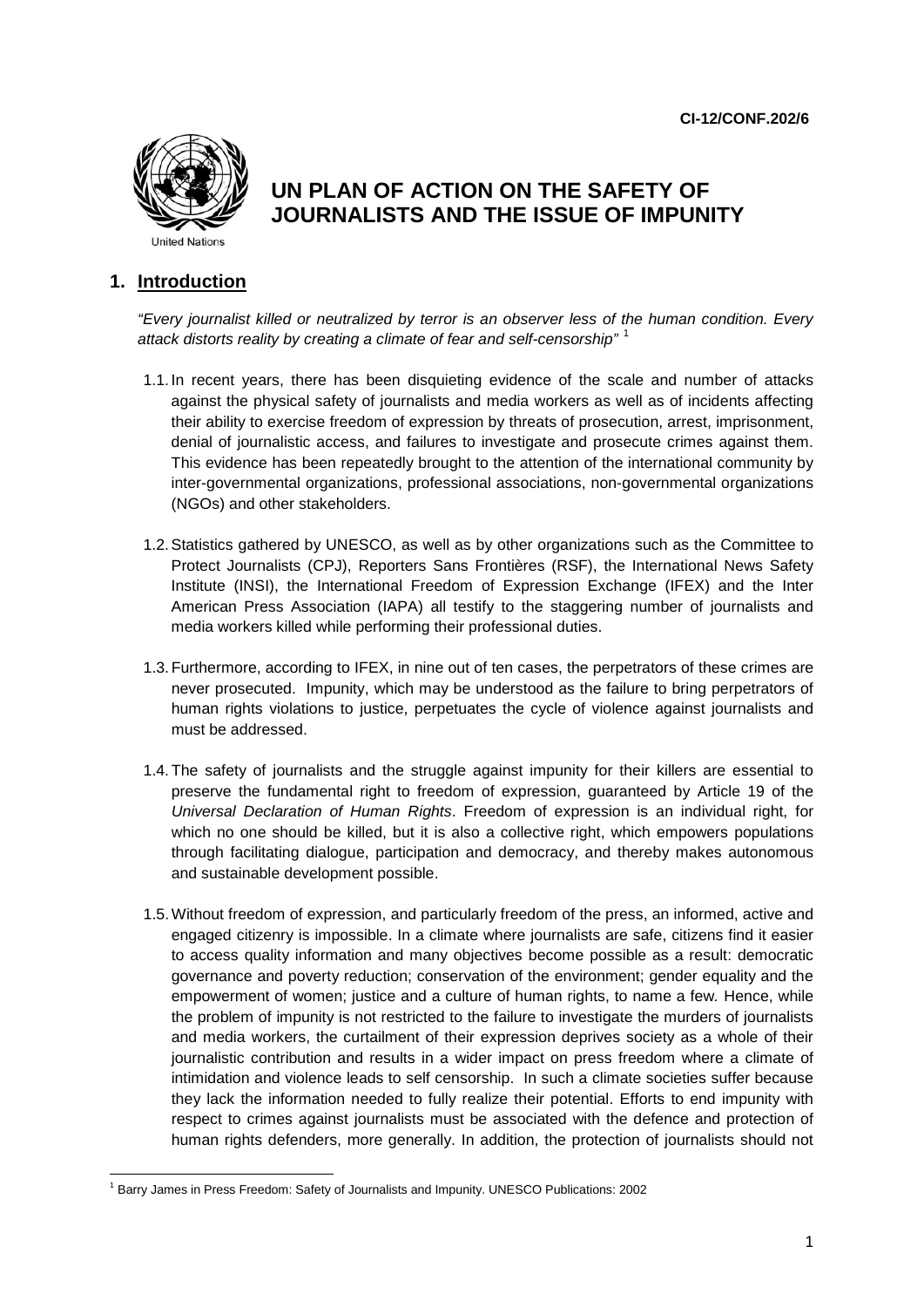CI-12/CONF.202/6

# UN PLAN OF ACTION ON THE SAFETY OF JOURNALISTS AND THE ISSUE OF IMPUNITY

## 1. Introduction

*"Every journalist killed or neutralized by terror is an observer less of the human condition. Every attack distorts reality by creating a climate of fear and self-censorship"* [1]

1.1. In recent years, there has been disquieting evidence of the scale and number of attacks against the physical safety of journalists and media workers as well as of incidents affecting their ability to exercise freedom of expression by threats of prosecution, arrest, imprisonment, denial of journalistic access, and failures to investigate and prosecute crimes against them. This evidence has been repeatedly brought to the attention of the international community by inter-governmental organizations, professional associations, non-governmental organizations (NGOs) and other stakeholders.

1.2. Statistics gathered by UNESCO, as well as by other organizations such as the Committee to Protect Journalists (CPJ), Reporters Sans Frontières (RSF), the International News Safety Institute (INSI), the International Freedom of Expression Exchange (IFEX) and the Inter American Press Association (IAPA) all testify to the staggering number of journalists and media workers killed while performing their professional duties.

1.3. Furthermore, according to IFEX, in nine out of ten cases, the perpetrators of these crimes are never prosecuted. Impunity, which may be understood as the failure to bring perpetrators of human rights violations to justice, perpetuates the cycle of violence against journalists and must be addressed.

1.4. The safety of journalists and the struggle against impunity for their killers are essential to preserve the fundamental right to freedom of expression, guaranteed by Article 19 of the *Universal Declaration of Human Rights*. Freedom of expression is an individual right, for which no one should be killed, but it is also a collective right, which empowers populations through facilitating dialogue, participation and democracy, and thereby makes autonomous and sustainable development possible.

1.5. Without freedom of expression, and particularly freedom of the press, an informed, active and engaged citizenry is impossible. In a climate where journalists are safe, citizens find it easier to access quality information and many objectives become possible as a result: democratic governance and poverty reduction; conservation of the environment; gender equality and the empowerment of women; justice and a culture of human rights, to name a few. Hence, while the problem of impunity is not restricted to the failure to investigate the murders of journalists and media workers, the curtailment of their expression deprives society as a whole of their journalistic contribution and results in a wider impact on press freedom where a climate of intimidation and violence leads to self censorship. In such a climate societies suffer because they lack the information needed to fully realize their potential. Efforts to end impunity with respect to crimes against journalists must be associated with the defence and protection of human rights defenders, more generally. In addition, the protection of journalists should not

[1] Barry James in Press Freedom: Safety of Journalists and Impunity. UNESCO Publications: 2002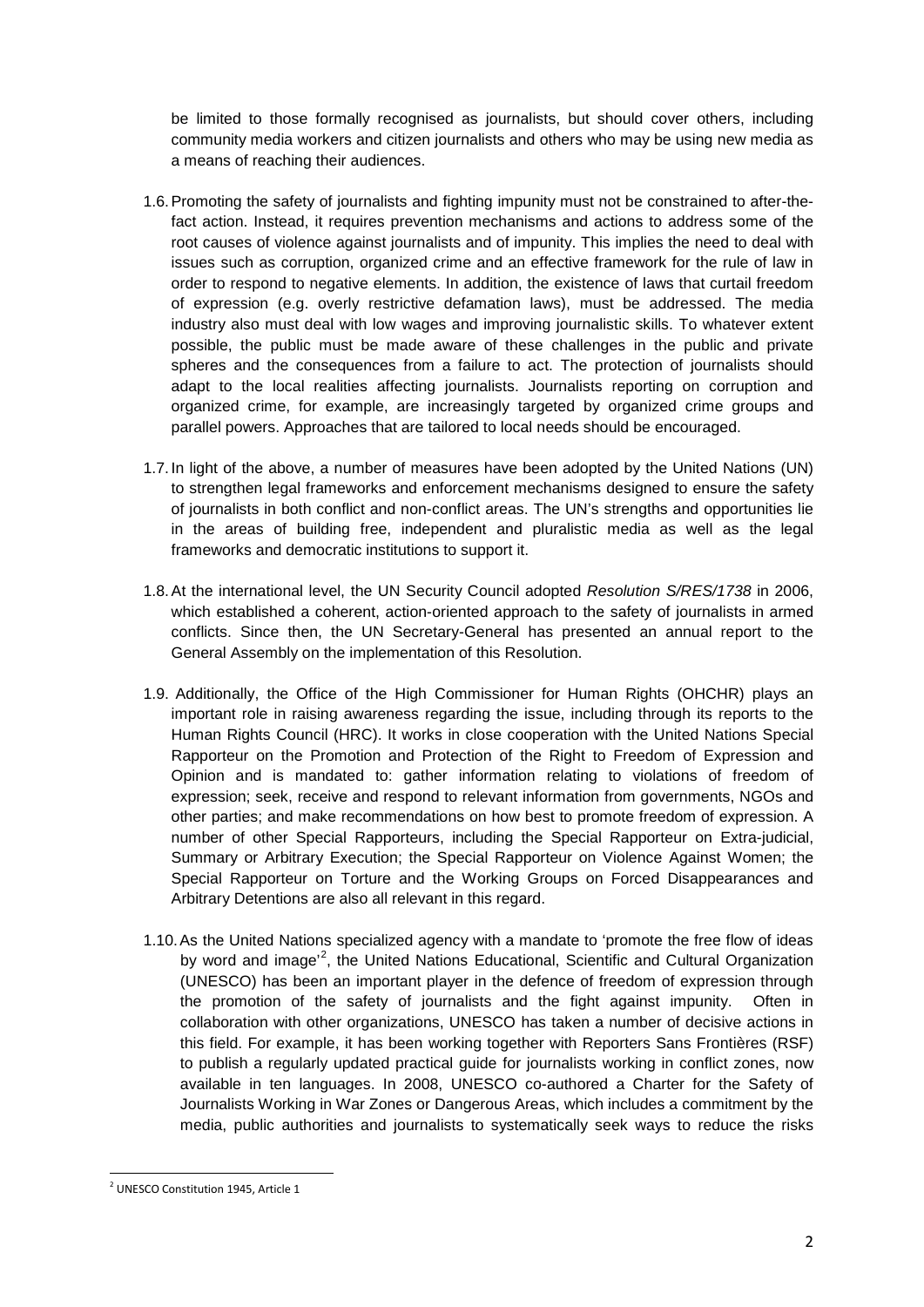be limited to those formally recognised as journalists, but should cover others, including community media workers and citizen journalists and others who may be using new media as a means of reaching their audiences.

1.6. Promoting the safety of journalists and fighting impunity must not be constrained to after-the-fact action. Instead, it requires prevention mechanisms and actions to address some of the root causes of violence against journalists and of impunity. This implies the need to deal with issues such as corruption, organized crime and an effective framework for the rule of law in order to respond to negative elements. In addition, the existence of laws that curtail freedom of expression (e.g. overly restrictive defamation laws), must be addressed. The media industry also must deal with low wages and improving journalistic skills. To whatever extent possible, the public must be made aware of these challenges in the public and private spheres and the consequences from a failure to act. The protection of journalists should adapt to the local realities affecting journalists. Journalists reporting on corruption and organized crime, for example, are increasingly targeted by organized crime groups and parallel powers. Approaches that are tailored to local needs should be encouraged.

1.7. In light of the above, a number of measures have been adopted by the United Nations (UN) to strengthen legal frameworks and enforcement mechanisms designed to ensure the safety of journalists in both conflict and non-conflict areas. The UN's strengths and opportunities lie in the areas of building free, independent and pluralistic media as well as the legal frameworks and democratic institutions to support it.

1.8. At the international level, the UN Security Council adopted *Resolution S/RES/1738* in 2006, which established a coherent, action-oriented approach to the safety of journalists in armed conflicts. Since then, the UN Secretary-General has presented an annual report to the General Assembly on the implementation of this Resolution.

1.9. Additionally, the Office of the High Commissioner for Human Rights (OHCHR) plays an important role in raising awareness regarding the issue, including through its reports to the Human Rights Council (HRC). It works in close cooperation with the United Nations Special Rapporteur on the Promotion and Protection of the Right to Freedom of Expression and Opinion and is mandated to: gather information relating to violations of freedom of expression; seek, receive and respond to relevant information from governments, NGOs and other parties; and make recommendations on how best to promote freedom of expression. A number of other Special Rapporteurs, including the Special Rapporteur on Extra-judicial, Summary or Arbitrary Execution; the Special Rapporteur on Violence Against Women; the Special Rapporteur on Torture and the Working Groups on Forced Disappearances and Arbitrary Detentions are also all relevant in this regard.

1.10. As the United Nations specialized agency with a mandate to 'promote the free flow of ideas by word and image'[2], the United Nations Educational, Scientific and Cultural Organization (UNESCO) has been an important player in the defence of freedom of expression through the promotion of the safety of journalists and the fight against impunity. Often in collaboration with other organizations, UNESCO has taken a number of decisive actions in this field. For example, it has been working together with Reporters Sans Frontières (RSF) to publish a regularly updated practical guide for journalists working in conflict zones, now available in ten languages. In 2008, UNESCO co-authored a Charter for the Safety of Journalists Working in War Zones or Dangerous Areas, which includes a commitment by the media, public authorities and journalists to systematically seek ways to reduce the risks

[2] UNESCO Constitution 1945, Article 1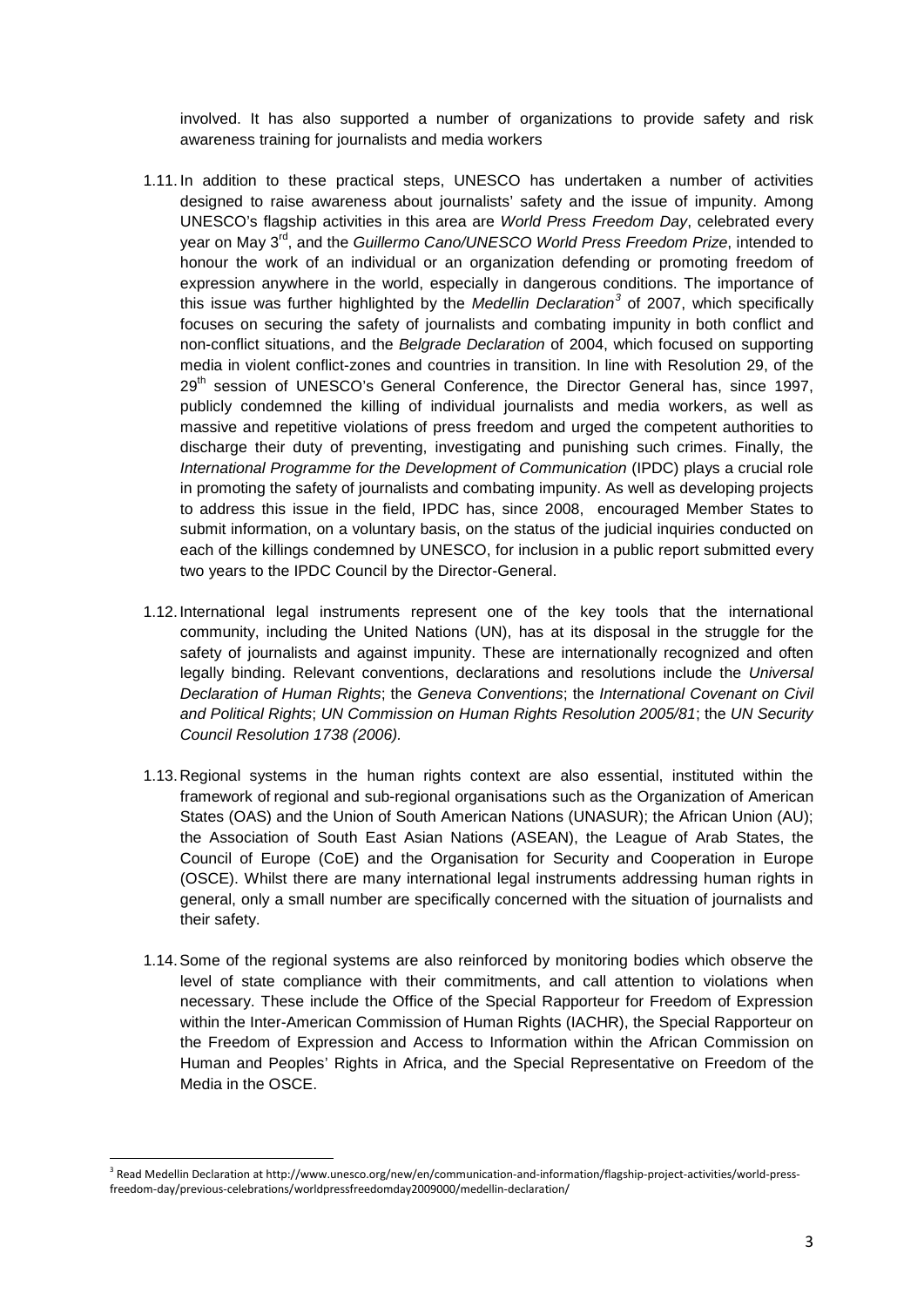involved. It has also supported a number of organizations to provide safety and risk awareness training for journalists and media workers

1.11. In addition to these practical steps, UNESCO has undertaken a number of activities designed to raise awareness about journalists' safety and the issue of impunity. Among UNESCO's flagship activities in this area are *World Press Freedom Day*, celebrated every year on May 3rd, and the *Guillermo Cano/UNESCO World Press Freedom Prize*, intended to honour the work of an individual or an organization defending or promoting freedom of expression anywhere in the world, especially in dangerous conditions. The importance of this issue was further highlighted by the *Medellin Declaration*[3] of 2007, which specifically focuses on securing the safety of journalists and combating impunity in both conflict and non-conflict situations, and the *Belgrade Declaration* of 2004, which focused on supporting media in violent conflict-zones and countries in transition. In line with Resolution 29, of the 29th session of UNESCO's General Conference, the Director General has, since 1997, publicly condemned the killing of individual journalists and media workers, as well as massive and repetitive violations of press freedom and urged the competent authorities to discharge their duty of preventing, investigating and punishing such crimes. Finally, the *International Programme for the Development of Communication* (IPDC) plays a crucial role in promoting the safety of journalists and combating impunity. As well as developing projects to address this issue in the field, IPDC has, since 2008, encouraged Member States to submit information, on a voluntary basis, on the status of the judicial inquiries conducted on each of the killings condemned by UNESCO, for inclusion in a public report submitted every two years to the IPDC Council by the Director-General.

1.12. International legal instruments represent one of the key tools that the international community, including the United Nations (UN), has at its disposal in the struggle for the safety of journalists and against impunity. These are internationally recognized and often legally binding. Relevant conventions, declarations and resolutions include the *Universal Declaration of Human Rights*; the *Geneva Conventions*; the *International Covenant on Civil and Political Rights*; *UN Commission on Human Rights Resolution 2005/81*; the *UN Security Council Resolution 1738 (2006).*

1.13. Regional systems in the human rights context are also essential, instituted within the framework of regional and sub-regional organisations such as the Organization of American States (OAS) and the Union of South American Nations (UNASUR); the African Union (AU); the Association of South East Asian Nations (ASEAN), the League of Arab States, the Council of Europe (CoE) and the Organisation for Security and Cooperation in Europe (OSCE). Whilst there are many international legal instruments addressing human rights in general, only a small number are specifically concerned with the situation of journalists and their safety.

1.14. Some of the regional systems are also reinforced by monitoring bodies which observe the level of state compliance with their commitments, and call attention to violations when necessary. These include the Office of the Special Rapporteur for Freedom of Expression within the Inter-American Commission of Human Rights (IACHR), the Special Rapporteur on the Freedom of Expression and Access to Information within the African Commission on Human and Peoples' Rights in Africa, and the Special Representative on Freedom of the Media in the OSCE.

---

[3] Read Medellin Declaration at http://www.unesco.org/new/en/communication-and-information/flagship-project-activities/world-press-freedom-day/previous-celebrations/worldpressfreedomday2009000/medellin-declaration/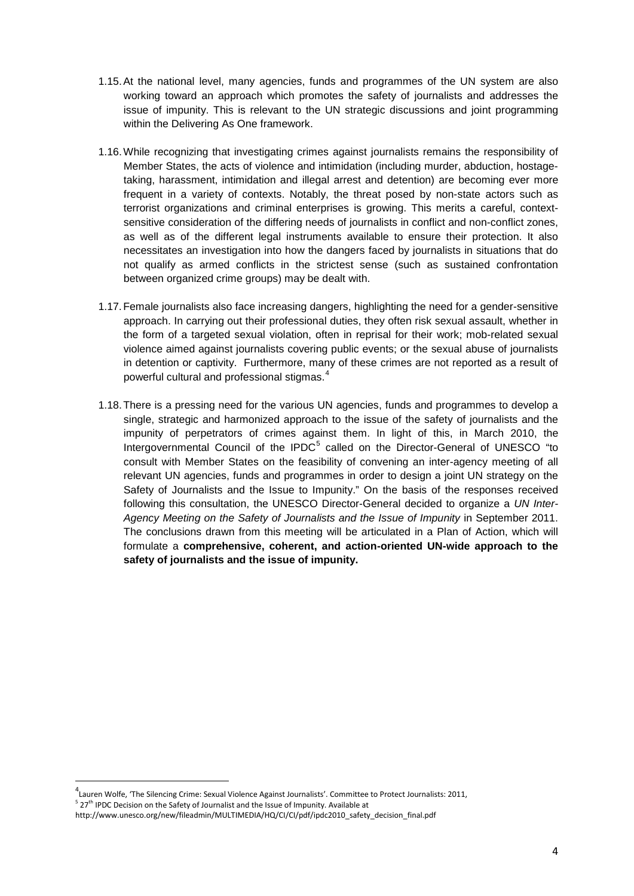1.15. At the national level, many agencies, funds and programmes of the UN system are also working toward an approach which promotes the safety of journalists and addresses the issue of impunity. This is relevant to the UN strategic discussions and joint programming within the Delivering As One framework.

1.16. While recognizing that investigating crimes against journalists remains the responsibility of Member States, the acts of violence and intimidation (including murder, abduction, hostage-taking, harassment, intimidation and illegal arrest and detention) are becoming ever more frequent in a variety of contexts. Notably, the threat posed by non-state actors such as terrorist organizations and criminal enterprises is growing. This merits a careful, context-sensitive consideration of the differing needs of journalists in conflict and non-conflict zones, as well as of the different legal instruments available to ensure their protection. It also necessitates an investigation into how the dangers faced by journalists in situations that do not qualify as armed conflicts in the strictest sense (such as sustained confrontation between organized crime groups) may be dealt with.

1.17. Female journalists also face increasing dangers, highlighting the need for a gender-sensitive approach. In carrying out their professional duties, they often risk sexual assault, whether in the form of a targeted sexual violation, often in reprisal for their work; mob-related sexual violence aimed against journalists covering public events; or the sexual abuse of journalists in detention or captivity. Furthermore, many of these crimes are not reported as a result of powerful cultural and professional stigmas.[4]

1.18. There is a pressing need for the various UN agencies, funds and programmes to develop a single, strategic and harmonized approach to the issue of the safety of journalists and the impunity of perpetrators of crimes against them. In light of this, in March 2010, the Intergovernmental Council of the IPDC[5] called on the Director-General of UNESCO "to consult with Member States on the feasibility of convening an inter-agency meeting of all relevant UN agencies, funds and programmes in order to design a joint UN strategy on the Safety of Journalists and the Issue to Impunity." On the basis of the responses received following this consultation, the UNESCO Director-General decided to organize a *UN Inter-Agency Meeting on the Safety of Journalists and the Issue of Impunity* in September 2011. The conclusions drawn from this meeting will be articulated in a Plan of Action, which will formulate a **comprehensive, coherent, and action-oriented UN-wide approach to the safety of journalists and the issue of impunity.**

---

[4] Lauren Wolfe, 'The Silencing Crime: Sexual Violence Against Journalists'. Committee to Protect Journalists: 2011,

[5] 27th IPDC Decision on the Safety of Journalist and the Issue of Impunity. Available at http://www.unesco.org/new/fileadmin/MULTIMEDIA/HQ/CI/CI/pdf/ipdc2010_safety_decision_final.pdf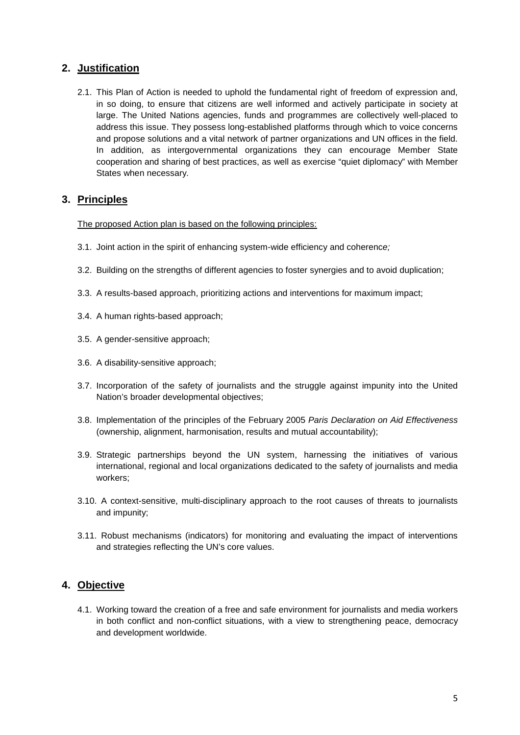## 2. Justification

2.1. This Plan of Action is needed to uphold the fundamental right of freedom of expression and, in so doing, to ensure that citizens are well informed and actively participate in society at large. The United Nations agencies, funds and programmes are collectively well-placed to address this issue. They possess long-established platforms through which to voice concerns and propose solutions and a vital network of partner organizations and UN offices in the field. In addition, as intergovernmental organizations they can encourage Member State cooperation and sharing of best practices, as well as exercise "quiet diplomacy" with Member States when necessary.

## 3. Principles

<u>The proposed Action plan is based on the following principles:</u>

3.1. Joint action in the spirit of enhancing system-wide efficiency and coherence*;*

3.2. Building on the strengths of different agencies to foster synergies and to avoid duplication;

3.3. A results-based approach, prioritizing actions and interventions for maximum impact;

3.4. A human rights-based approach;

3.5. A gender-sensitive approach;

3.6. A disability-sensitive approach;

3.7. Incorporation of the safety of journalists and the struggle against impunity into the United Nation's broader developmental objectives;

3.8. Implementation of the principles of the February 2005 *Paris Declaration on Aid Effectiveness* (ownership, alignment, harmonisation, results and mutual accountability);

3.9. Strategic partnerships beyond the UN system, harnessing the initiatives of various international, regional and local organizations dedicated to the safety of journalists and media workers;

3.10. A context-sensitive, multi-disciplinary approach to the root causes of threats to journalists and impunity;

3.11. Robust mechanisms (indicators) for monitoring and evaluating the impact of interventions and strategies reflecting the UN's core values.

## 4. Objective

4.1. Working toward the creation of a free and safe environment for journalists and media workers in both conflict and non-conflict situations, with a view to strengthening peace, democracy and development worldwide.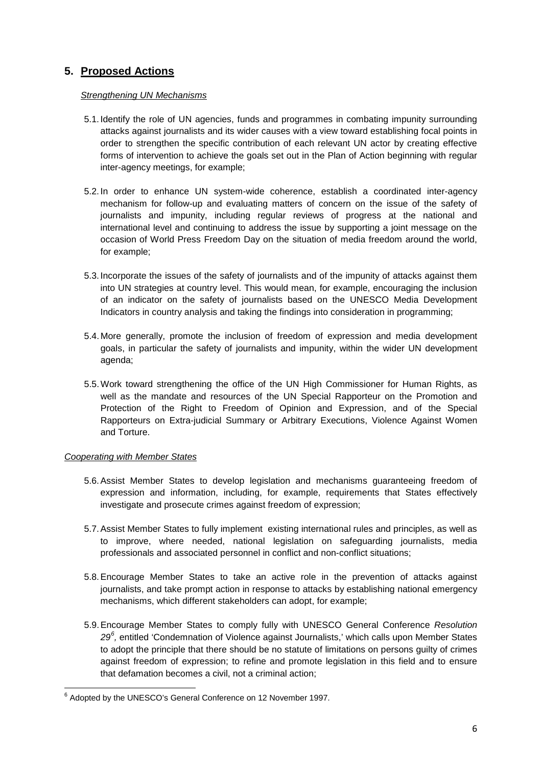## 5. Proposed Actions

*Strengthening UN Mechanisms*

5.1. Identify the role of UN agencies, funds and programmes in combating impunity surrounding attacks against journalists and its wider causes with a view toward establishing focal points in order to strengthen the specific contribution of each relevant UN actor by creating effective forms of intervention to achieve the goals set out in the Plan of Action beginning with regular inter-agency meetings, for example;

5.2. In order to enhance UN system-wide coherence, establish a coordinated inter-agency mechanism for follow-up and evaluating matters of concern on the issue of the safety of journalists and impunity, including regular reviews of progress at the national and international level and continuing to address the issue by supporting a joint message on the occasion of World Press Freedom Day on the situation of media freedom around the world, for example;

5.3. Incorporate the issues of the safety of journalists and of the impunity of attacks against them into UN strategies at country level. This would mean, for example, encouraging the inclusion of an indicator on the safety of journalists based on the UNESCO Media Development Indicators in country analysis and taking the findings into consideration in programming;

5.4. More generally, promote the inclusion of freedom of expression and media development goals, in particular the safety of journalists and impunity, within the wider UN development agenda;

5.5. Work toward strengthening the office of the UN High Commissioner for Human Rights, as well as the mandate and resources of the UN Special Rapporteur on the Promotion and Protection of the Right to Freedom of Opinion and Expression, and of the Special Rapporteurs on Extra-judicial Summary or Arbitrary Executions, Violence Against Women and Torture.

*Cooperating with Member States*

5.6. Assist Member States to develop legislation and mechanisms guaranteeing freedom of expression and information, including, for example, requirements that States effectively investigate and prosecute crimes against freedom of expression;

5.7. Assist Member States to fully implement existing international rules and principles, as well as to improve, where needed, national legislation on safeguarding journalists, media professionals and associated personnel in conflict and non-conflict situations;

5.8. Encourage Member States to take an active role in the prevention of attacks against journalists, and take prompt action in response to attacks by establishing national emergency mechanisms, which different stakeholders can adopt, for example;

5.9. Encourage Member States to comply fully with UNESCO General Conference *Resolution 29*[6], entitled 'Condemnation of Violence against Journalists,' which calls upon Member States to adopt the principle that there should be no statute of limitations on persons guilty of crimes against freedom of expression; to refine and promote legislation in this field and to ensure that defamation becomes a civil, not a criminal action;

---

[6] Adopted by the UNESCO's General Conference on 12 November 1997.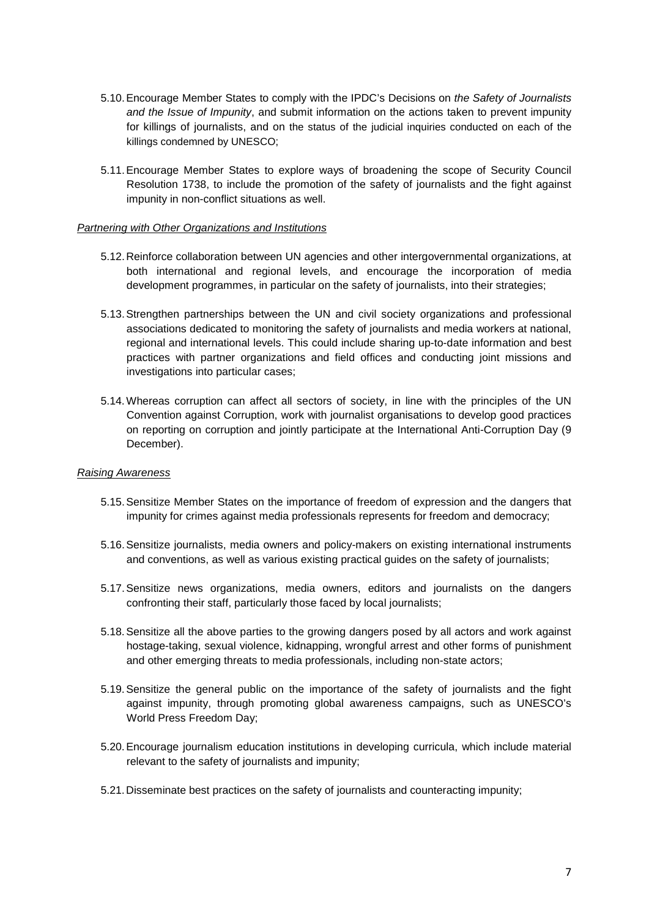5.10. Encourage Member States to comply with the IPDC's Decisions on *the Safety of Journalists and the Issue of Impunity*, and submit information on the actions taken to prevent impunity for killings of journalists, and on the status of the judicial inquiries conducted on each of the killings condemned by UNESCO;

5.11. Encourage Member States to explore ways of broadening the scope of Security Council Resolution 1738, to include the promotion of the safety of journalists and the fight against impunity in non-conflict situations as well.

*Partnering with Other Organizations and Institutions*

5.12. Reinforce collaboration between UN agencies and other intergovernmental organizations, at both international and regional levels, and encourage the incorporation of media development programmes, in particular on the safety of journalists, into their strategies;

5.13. Strengthen partnerships between the UN and civil society organizations and professional associations dedicated to monitoring the safety of journalists and media workers at national, regional and international levels. This could include sharing up-to-date information and best practices with partner organizations and field offices and conducting joint missions and investigations into particular cases;

5.14. Whereas corruption can affect all sectors of society, in line with the principles of the UN Convention against Corruption, work with journalist organisations to develop good practices on reporting on corruption and jointly participate at the International Anti-Corruption Day (9 December).

*Raising Awareness*

5.15. Sensitize Member States on the importance of freedom of expression and the dangers that impunity for crimes against media professionals represents for freedom and democracy;

5.16. Sensitize journalists, media owners and policy-makers on existing international instruments and conventions, as well as various existing practical guides on the safety of journalists;

5.17. Sensitize news organizations, media owners, editors and journalists on the dangers confronting their staff, particularly those faced by local journalists;

5.18. Sensitize all the above parties to the growing dangers posed by all actors and work against hostage-taking, sexual violence, kidnapping, wrongful arrest and other forms of punishment and other emerging threats to media professionals, including non-state actors;

5.19. Sensitize the general public on the importance of the safety of journalists and the fight against impunity, through promoting global awareness campaigns, such as UNESCO's World Press Freedom Day;

5.20. Encourage journalism education institutions in developing curricula, which include material relevant to the safety of journalists and impunity;

5.21. Disseminate best practices on the safety of journalists and counteracting impunity;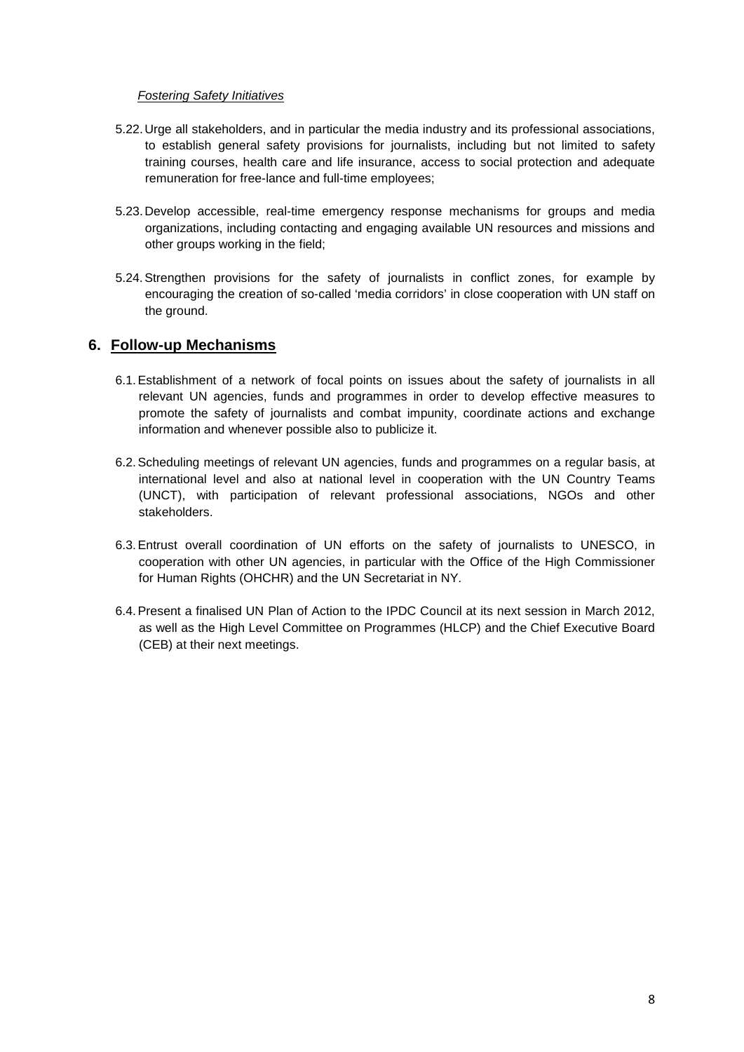*Fostering Safety Initiatives*

5.22. Urge all stakeholders, and in particular the media industry and its professional associations, to establish general safety provisions for journalists, including but not limited to safety training courses, health care and life insurance, access to social protection and adequate remuneration for free-lance and full-time employees;

5.23. Develop accessible, real-time emergency response mechanisms for groups and media organizations, including contacting and engaging available UN resources and missions and other groups working in the field;

5.24. Strengthen provisions for the safety of journalists in conflict zones, for example by encouraging the creation of so-called 'media corridors' in close cooperation with UN staff on the ground.

## 6. Follow-up Mechanisms

6.1. Establishment of a network of focal points on issues about the safety of journalists in all relevant UN agencies, funds and programmes in order to develop effective measures to promote the safety of journalists and combat impunity, coordinate actions and exchange information and whenever possible also to publicize it.

6.2. Scheduling meetings of relevant UN agencies, funds and programmes on a regular basis, at international level and also at national level in cooperation with the UN Country Teams (UNCT), with participation of relevant professional associations, NGOs and other stakeholders.

6.3. Entrust overall coordination of UN efforts on the safety of journalists to UNESCO, in cooperation with other UN agencies, in particular with the Office of the High Commissioner for Human Rights (OHCHR) and the UN Secretariat in NY.

6.4. Present a finalised UN Plan of Action to the IPDC Council at its next session in March 2012, as well as the High Level Committee on Programmes (HLCP) and the Chief Executive Board (CEB) at their next meetings.